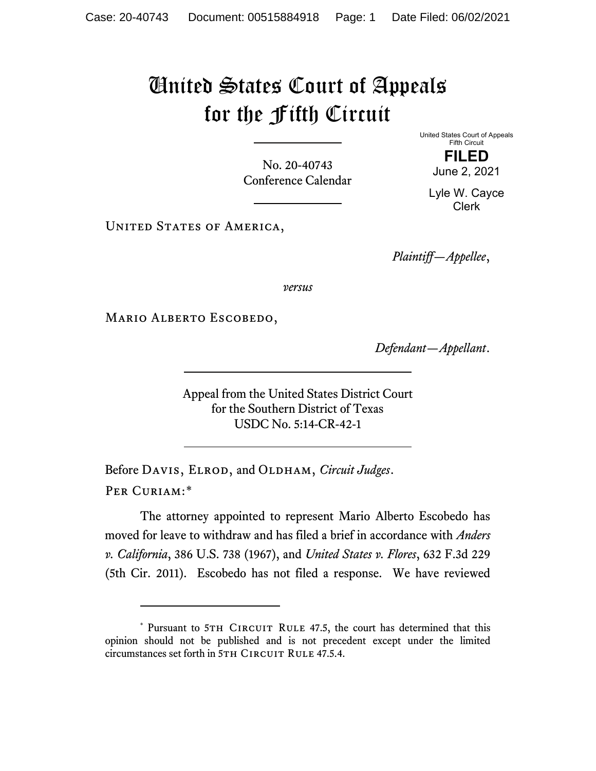# United States Court of Appeals for the Fifth Circuit

United States Court of Appeals
Fifth Circuit

**FILED**

June 2, 2021

Lyle W. Cayce
Clerk

No. 20-40743
Conference Calendar

United States of America,

*Plaintiff—Appellee*,

*versus*

Mario Alberto Escobedo,

*Defendant—Appellant*.

Appeal from the United States District Court
for the Southern District of Texas
USDC No. 5:14-CR-42-1

Before Davis, Elrod, and Oldham, *Circuit Judges*.

Per Curiam:*

The attorney appointed to represent Mario Alberto Escobedo has moved for leave to withdraw and has filed a brief in accordance with *Anders v. California*, 386 U.S. 738 (1967), and *United States v. Flores*, 632 F.3d 229 (5th Cir. 2011). Escobedo has not filed a response. We have reviewed

---

* Pursuant to 5th Circuit Rule 47.5, the court has determined that this opinion should not be published and is not precedent except under the limited circumstances set forth in 5th Circuit Rule 47.5.4.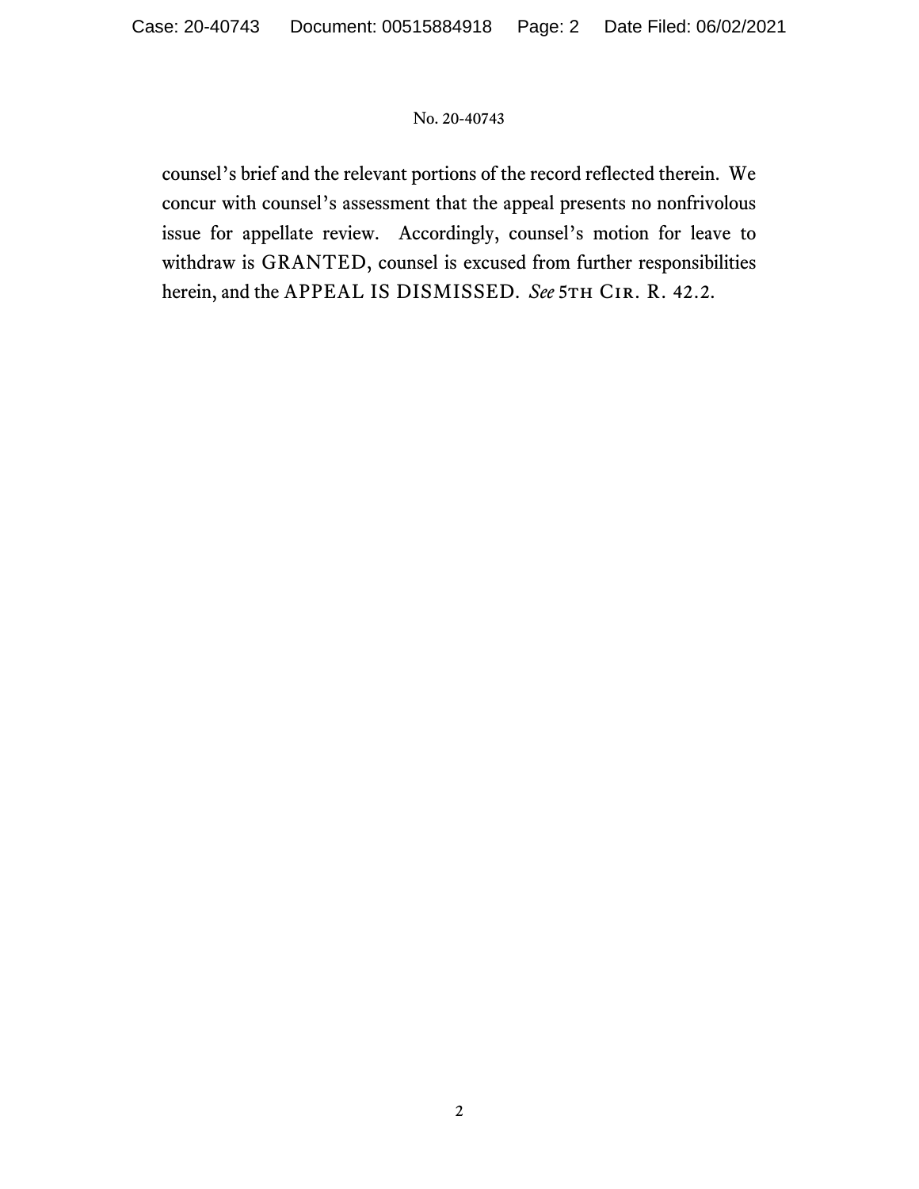counsel's brief and the relevant portions of the record reflected therein. We concur with counsel's assessment that the appeal presents no nonfrivolous issue for appellate review. Accordingly, counsel's motion for leave to withdraw is GRANTED, counsel is excused from further responsibilities herein, and the APPEAL IS DISMISSED. *See* 5TH CIR. R. 42.2.